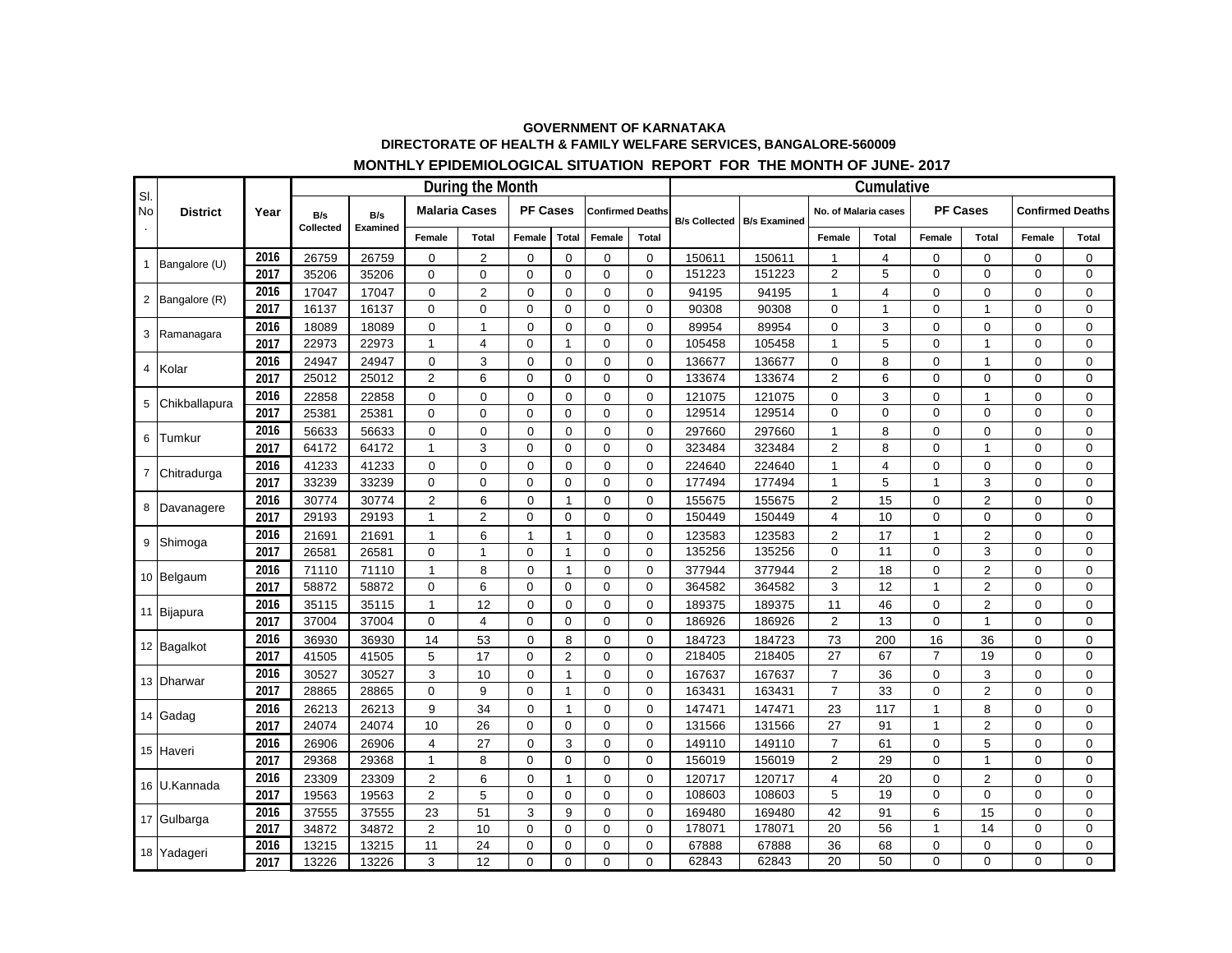**GOVERNMENT OF KARNATAKA**
**DIRECTORATE OF HEALTH & FAMILY WELFARE SERVICES, BANGALORE-560009**
**MONTHLY EPIDEMIOLOGICAL SITUATION REPORT FOR THE MONTH OF JUNE- 2017**

| Sl. No. | District | Year | During the Month | | | | | | | | Cumulative | | | | | | | |
|---|---|---|---|---|---|---|---|---|---|---|---|---|---|---|---|---|---|---|
| | | | B/s Collected | B/s Examined | Malaria Cases | | PF Cases | | Confirmed Deaths | | B/s Collected | B/s Examined | No. of Malaria cases | | PF Cases | | Confirmed Deaths | |
| | | | | | Female | Total | Female | Total | Female | Total | | | Female | Total | Female | Total | Female | Total |
| 1 | Bangalore (U) | 2016 | 26759 | 26759 | 0 | 2 | 0 | 0 | 0 | 0 | 150611 | 150611 | 1 | 4 | 0 | 0 | 0 | 0 |
| | | 2017 | 35206 | 35206 | 0 | 0 | 0 | 0 | 0 | 0 | 151223 | 151223 | 2 | 5 | 0 | 0 | 0 | 0 |
| 2 | Bangalore (R) | 2016 | 17047 | 17047 | 0 | 2 | 0 | 0 | 0 | 0 | 94195 | 94195 | 1 | 4 | 0 | 0 | 0 | 0 |
| | | 2017 | 16137 | 16137 | 0 | 0 | 0 | 0 | 0 | 0 | 90308 | 90308 | 0 | 1 | 0 | 1 | 0 | 0 |
| 3 | Ramanagara | 2016 | 18089 | 18089 | 0 | 1 | 0 | 0 | 0 | 0 | 89954 | 89954 | 0 | 3 | 0 | 0 | 0 | 0 |
| | | 2017 | 22973 | 22973 | 1 | 4 | 0 | 1 | 0 | 0 | 105458 | 105458 | 1 | 5 | 0 | 1 | 0 | 0 |
| 4 | Kolar | 2016 | 24947 | 24947 | 0 | 3 | 0 | 0 | 0 | 0 | 136677 | 136677 | 0 | 8 | 0 | 1 | 0 | 0 |
| | | 2017 | 25012 | 25012 | 2 | 6 | 0 | 0 | 0 | 0 | 133674 | 133674 | 2 | 6 | 0 | 0 | 0 | 0 |
| 5 | Chikballapura | 2016 | 22858 | 22858 | 0 | 0 | 0 | 0 | 0 | 0 | 121075 | 121075 | 0 | 3 | 0 | 1 | 0 | 0 |
| | | 2017 | 25381 | 25381 | 0 | 0 | 0 | 0 | 0 | 0 | 129514 | 129514 | 0 | 0 | 0 | 0 | 0 | 0 |
| 6 | Tumkur | 2016 | 56633 | 56633 | 0 | 0 | 0 | 0 | 0 | 0 | 297660 | 297660 | 1 | 8 | 0 | 0 | 0 | 0 |
| | | 2017 | 64172 | 64172 | 1 | 3 | 0 | 0 | 0 | 0 | 323484 | 323484 | 2 | 8 | 0 | 1 | 0 | 0 |
| 7 | Chitradurga | 2016 | 41233 | 41233 | 0 | 0 | 0 | 0 | 0 | 0 | 224640 | 224640 | 1 | 4 | 0 | 0 | 0 | 0 |
| | | 2017 | 33239 | 33239 | 0 | 0 | 0 | 0 | 0 | 0 | 177494 | 177494 | 1 | 5 | 1 | 3 | 0 | 0 |
| 8 | Davanagere | 2016 | 30774 | 30774 | 2 | 6 | 0 | 1 | 0 | 0 | 155675 | 155675 | 2 | 15 | 0 | 2 | 0 | 0 |
| | | 2017 | 29193 | 29193 | 1 | 2 | 0 | 0 | 0 | 0 | 150449 | 150449 | 4 | 10 | 0 | 0 | 0 | 0 |
| 9 | Shimoga | 2016 | 21691 | 21691 | 1 | 6 | 1 | 1 | 0 | 0 | 123583 | 123583 | 2 | 17 | 1 | 2 | 0 | 0 |
| | | 2017 | 26581 | 26581 | 0 | 1 | 0 | 1 | 0 | 0 | 135256 | 135256 | 0 | 11 | 0 | 3 | 0 | 0 |
| 10 | Belgaum | 2016 | 71110 | 71110 | 1 | 8 | 0 | 1 | 0 | 0 | 377944 | 377944 | 2 | 18 | 0 | 2 | 0 | 0 |
| | | 2017 | 58872 | 58872 | 0 | 6 | 0 | 0 | 0 | 0 | 364582 | 364582 | 3 | 12 | 1 | 2 | 0 | 0 |
| 11 | Bijapura | 2016 | 35115 | 35115 | 1 | 12 | 0 | 0 | 0 | 0 | 189375 | 189375 | 11 | 46 | 0 | 2 | 0 | 0 |
| | | 2017 | 37004 | 37004 | 0 | 4 | 0 | 0 | 0 | 0 | 186926 | 186926 | 2 | 13 | 0 | 1 | 0 | 0 |
| 12 | Bagalkot | 2016 | 36930 | 36930 | 14 | 53 | 0 | 8 | 0 | 0 | 184723 | 184723 | 73 | 200 | 16 | 36 | 0 | 0 |
| | | 2017 | 41505 | 41505 | 5 | 17 | 0 | 2 | 0 | 0 | 218405 | 218405 | 27 | 67 | 7 | 19 | 0 | 0 |
| 13 | Dharwar | 2016 | 30527 | 30527 | 3 | 10 | 0 | 1 | 0 | 0 | 167637 | 167637 | 7 | 36 | 0 | 3 | 0 | 0 |
| | | 2017 | 28865 | 28865 | 0 | 9 | 0 | 1 | 0 | 0 | 163431 | 163431 | 7 | 33 | 0 | 2 | 0 | 0 |
| 14 | Gadag | 2016 | 26213 | 26213 | 9 | 34 | 0 | 1 | 0 | 0 | 147471 | 147471 | 23 | 117 | 1 | 8 | 0 | 0 |
| | | 2017 | 24074 | 24074 | 10 | 26 | 0 | 0 | 0 | 0 | 131566 | 131566 | 27 | 91 | 1 | 2 | 0 | 0 |
| 15 | Haveri | 2016 | 26906 | 26906 | 4 | 27 | 0 | 3 | 0 | 0 | 149110 | 149110 | 7 | 61 | 0 | 5 | 0 | 0 |
| | | 2017 | 29368 | 29368 | 1 | 8 | 0 | 0 | 0 | 0 | 156019 | 156019 | 2 | 29 | 0 | 1 | 0 | 0 |
| 16 | U.Kannada | 2016 | 23309 | 23309 | 2 | 6 | 0 | 1 | 0 | 0 | 120717 | 120717 | 4 | 20 | 0 | 2 | 0 | 0 |
| | | 2017 | 19563 | 19563 | 2 | 5 | 0 | 0 | 0 | 0 | 108603 | 108603 | 5 | 19 | 0 | 0 | 0 | 0 |
| 17 | Gulbarga | 2016 | 37555 | 37555 | 23 | 51 | 3 | 9 | 0 | 0 | 169480 | 169480 | 42 | 91 | 6 | 15 | 0 | 0 |
| | | 2017 | 34872 | 34872 | 2 | 10 | 0 | 0 | 0 | 0 | 178071 | 178071 | 20 | 56 | 1 | 14 | 0 | 0 |
| 18 | Yadageri | 2016 | 13215 | 13215 | 11 | 24 | 0 | 0 | 0 | 0 | 67888 | 67888 | 36 | 68 | 0 | 0 | 0 | 0 |
| | | 2017 | 13226 | 13226 | 3 | 12 | 0 | 0 | 0 | 0 | 62843 | 62843 | 20 | 50 | 0 | 0 | 0 | 0 |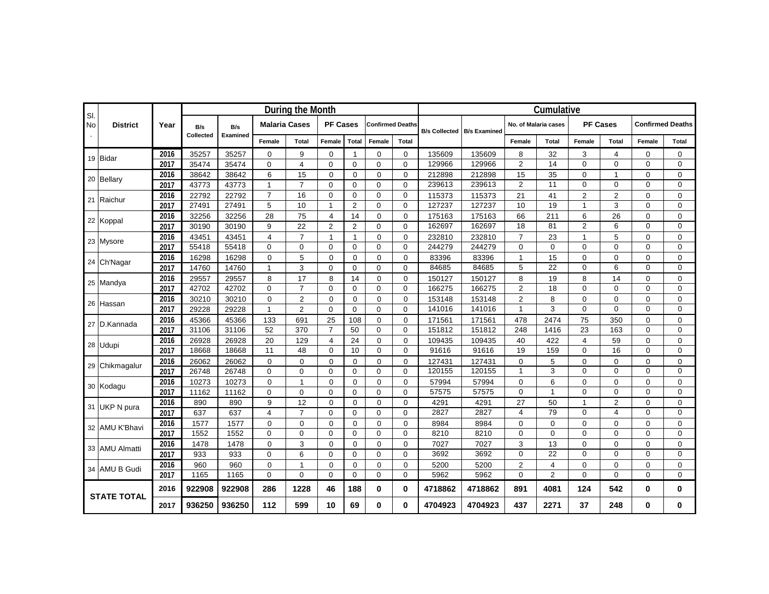| Sl. No. | District | Year | During the Month | | | | | | | | Cumulative | | | | | | | |
|---|---|---|---|---|---|---|---|---|---|---|---|---|---|---|---|---|---|---|
| | | | B/s Collected | B/s Examined | Malaria Cases | | PF Cases | | Confirmed Deaths | | B/s Collected | B/s Examined | No. of Malaria cases | | PF Cases | | Confirmed Deaths | |
| | | | | | Female | Total | Female | Total | Female | Total | | | Female | Total | Female | Total | Female | Total |
| 19 | Bidar | 2016 | 35257 | 35257 | 0 | 9 | 0 | 1 | 0 | 0 | 135609 | 135609 | 8 | 32 | 3 | 4 | 0 | 0 |
| | | 2017 | 35474 | 35474 | 0 | 4 | 0 | 0 | 0 | 0 | 129966 | 129966 | 2 | 14 | 0 | 0 | 0 | 0 |
| 20 | Bellary | 2016 | 38642 | 38642 | 6 | 15 | 0 | 0 | 0 | 0 | 212898 | 212898 | 15 | 35 | 0 | 1 | 0 | 0 |
| | | 2017 | 43773 | 43773 | 1 | 7 | 0 | 0 | 0 | 0 | 239613 | 239613 | 2 | 11 | 0 | 0 | 0 | 0 |
| 21 | Raichur | 2016 | 22792 | 22792 | 7 | 16 | 0 | 0 | 0 | 0 | 115373 | 115373 | 21 | 41 | 2 | 2 | 0 | 0 |
| | | 2017 | 27491 | 27491 | 5 | 10 | 1 | 2 | 0 | 0 | 127237 | 127237 | 10 | 19 | 1 | 3 | 0 | 0 |
| 22 | Koppal | 2016 | 32256 | 32256 | 28 | 75 | 4 | 14 | 0 | 0 | 175163 | 175163 | 66 | 211 | 6 | 26 | 0 | 0 |
| | | 2017 | 30190 | 30190 | 9 | 22 | 2 | 2 | 0 | 0 | 162697 | 162697 | 18 | 81 | 2 | 6 | 0 | 0 |
| 23 | Mysore | 2016 | 43451 | 43451 | 4 | 7 | 1 | 1 | 0 | 0 | 232810 | 232810 | 7 | 23 | 1 | 5 | 0 | 0 |
| | | 2017 | 55418 | 55418 | 0 | 0 | 0 | 0 | 0 | 0 | 244279 | 244279 | 0 | 0 | 0 | 0 | 0 | 0 |
| 24 | Ch'Nagar | 2016 | 16298 | 16298 | 0 | 5 | 0 | 0 | 0 | 0 | 83396 | 83396 | 1 | 15 | 0 | 0 | 0 | 0 |
| | | 2017 | 14760 | 14760 | 1 | 3 | 0 | 0 | 0 | 0 | 84685 | 84685 | 5 | 22 | 0 | 6 | 0 | 0 |
| 25 | Mandya | 2016 | 29557 | 29557 | 8 | 17 | 8 | 14 | 0 | 0 | 150127 | 150127 | 8 | 19 | 8 | 14 | 0 | 0 |
| | | 2017 | 42702 | 42702 | 0 | 7 | 0 | 0 | 0 | 0 | 166275 | 166275 | 2 | 18 | 0 | 0 | 0 | 0 |
| 26 | Hassan | 2016 | 30210 | 30210 | 0 | 2 | 0 | 0 | 0 | 0 | 153148 | 153148 | 2 | 8 | 0 | 0 | 0 | 0 |
| | | 2017 | 29228 | 29228 | 1 | 2 | 0 | 0 | 0 | 0 | 141016 | 141016 | 1 | 3 | 0 | 0 | 0 | 0 |
| 27 | D.Kannada | 2016 | 45366 | 45366 | 133 | 691 | 25 | 108 | 0 | 0 | 171561 | 171561 | 478 | 2474 | 75 | 350 | 0 | 0 |
| | | 2017 | 31106 | 31106 | 52 | 370 | 7 | 50 | 0 | 0 | 151812 | 151812 | 248 | 1416 | 23 | 163 | 0 | 0 |
| 28 | Udupi | 2016 | 26928 | 26928 | 20 | 129 | 4 | 24 | 0 | 0 | 109435 | 109435 | 40 | 422 | 4 | 59 | 0 | 0 |
| | | 2017 | 18668 | 18668 | 11 | 48 | 0 | 10 | 0 | 0 | 91616 | 91616 | 19 | 159 | 0 | 16 | 0 | 0 |
| 29 | Chikmagalur | 2016 | 26062 | 26062 | 0 | 0 | 0 | 0 | 0 | 0 | 127431 | 127431 | 0 | 5 | 0 | 0 | 0 | 0 |
| | | 2017 | 26748 | 26748 | 0 | 0 | 0 | 0 | 0 | 0 | 120155 | 120155 | 1 | 3 | 0 | 0 | 0 | 0 |
| 30 | Kodagu | 2016 | 10273 | 10273 | 0 | 1 | 0 | 0 | 0 | 0 | 57994 | 57994 | 0 | 6 | 0 | 0 | 0 | 0 |
| | | 2017 | 11162 | 11162 | 0 | 0 | 0 | 0 | 0 | 0 | 57575 | 57575 | 0 | 1 | 0 | 0 | 0 | 0 |
| 31 | UKP N pura | 2016 | 890 | 890 | 9 | 12 | 0 | 0 | 0 | 0 | 4291 | 4291 | 27 | 50 | 1 | 2 | 0 | 0 |
| | | 2017 | 637 | 637 | 4 | 7 | 0 | 0 | 0 | 0 | 2827 | 2827 | 4 | 79 | 0 | 4 | 0 | 0 |
| 32 | AMU K'Bhavi | 2016 | 1577 | 1577 | 0 | 0 | 0 | 0 | 0 | 0 | 8984 | 8984 | 0 | 0 | 0 | 0 | 0 | 0 |
| | | 2017 | 1552 | 1552 | 0 | 0 | 0 | 0 | 0 | 0 | 8210 | 8210 | 0 | 0 | 0 | 0 | 0 | 0 |
| 33 | AMU Almatti | 2016 | 1478 | 1478 | 0 | 3 | 0 | 0 | 0 | 0 | 7027 | 7027 | 3 | 13 | 0 | 0 | 0 | 0 |
| | | 2017 | 933 | 933 | 0 | 6 | 0 | 0 | 0 | 0 | 3692 | 3692 | 0 | 22 | 0 | 0 | 0 | 0 |
| 34 | AMU B Gudi | 2016 | 960 | 960 | 0 | 1 | 0 | 0 | 0 | 0 | 5200 | 5200 | 2 | 4 | 0 | 0 | 0 | 0 |
| | | 2017 | 1165 | 1165 | 0 | 0 | 0 | 0 | 0 | 0 | 5962 | 5962 | 0 | 2 | 0 | 0 | 0 | 0 |
| **STATE TOTAL** | | 2016 | **922908** | **922908** | **286** | **1228** | **46** | **188** | **0** | **0** | **4718862** | **4718862** | **891** | **4081** | **124** | **542** | **0** | **0** |
| | | 2017 | **936250** | **936250** | **112** | **599** | **10** | **69** | **0** | **0** | **4704923** | **4704923** | **437** | **2271** | **37** | **248** | **0** | **0** |